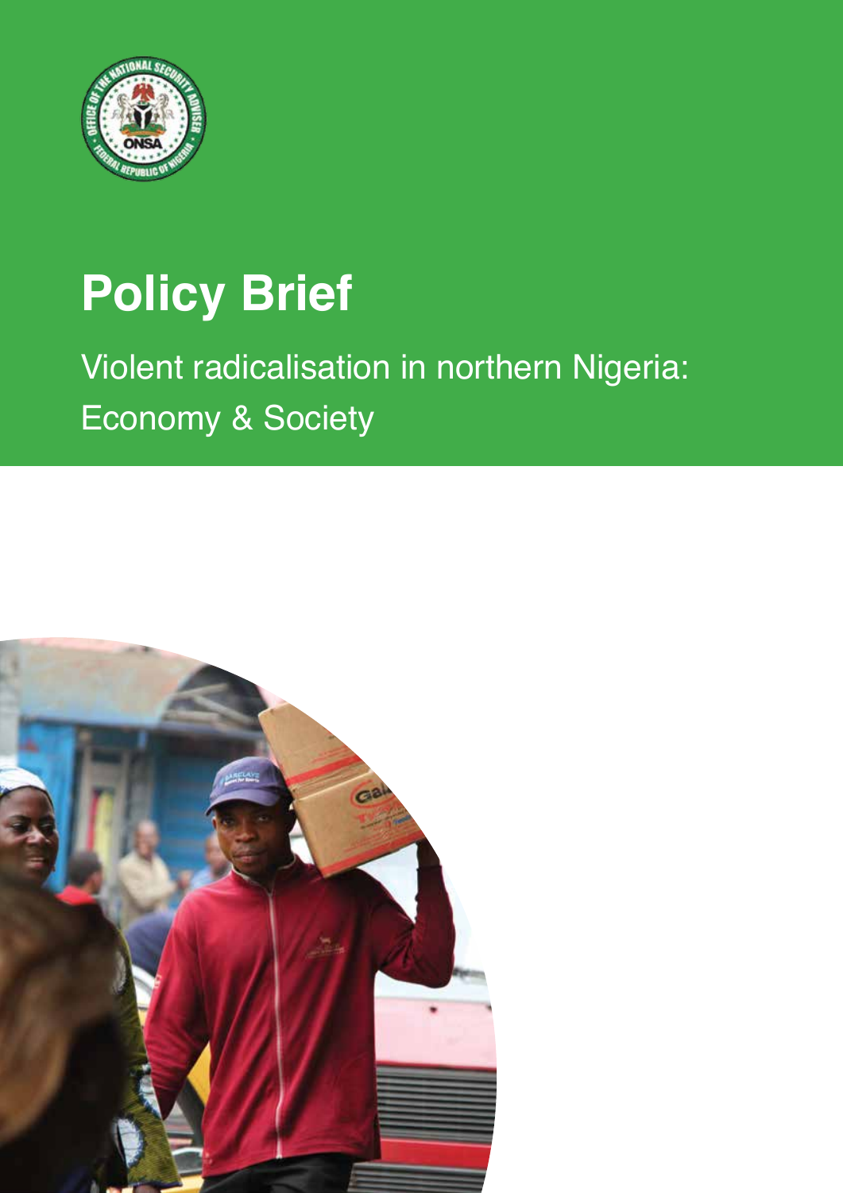# Policy Brief

Violent radicalisation in northern Nigeria:
Economy & Society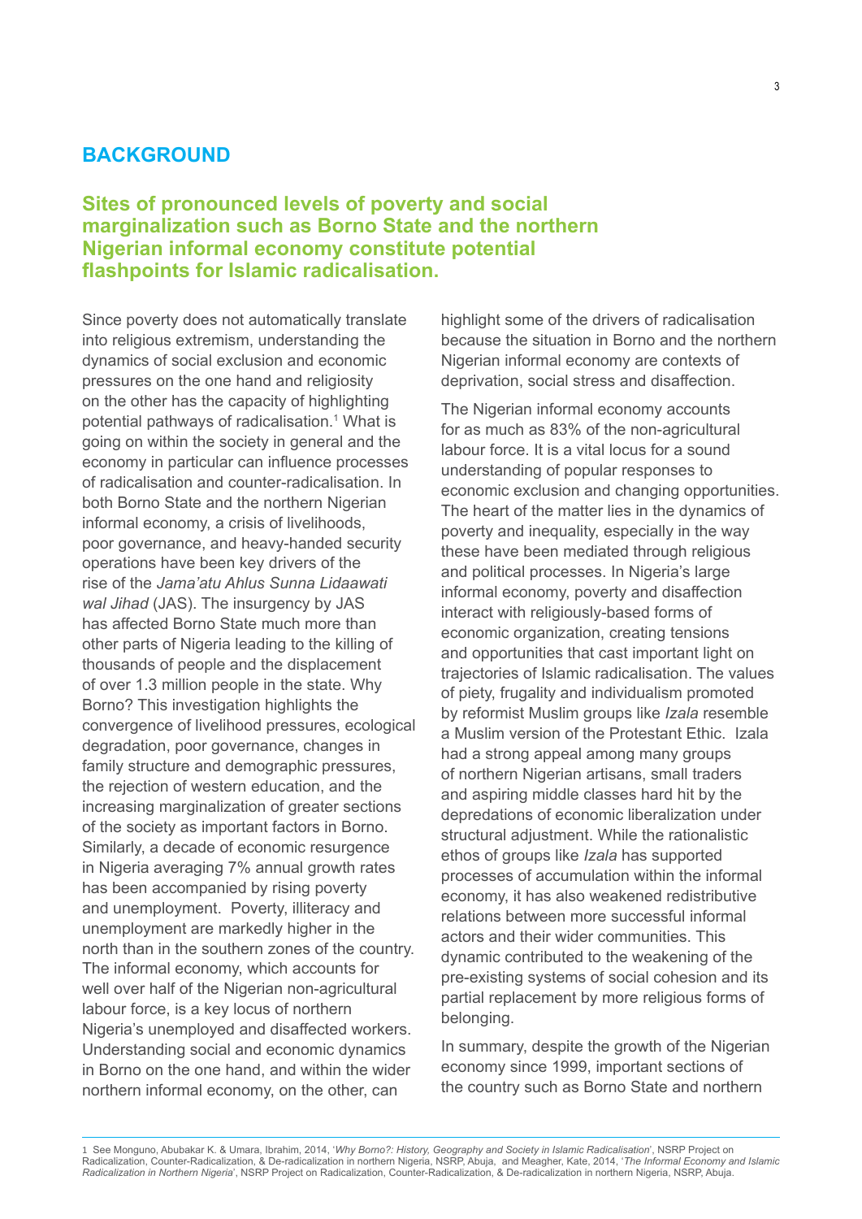# BACKGROUND

## Sites of pronounced levels of poverty and social marginalization such as Borno State and the northern Nigerian informal economy constitute potential flashpoints for Islamic radicalisation.

Since poverty does not automatically translate into religious extremism, understanding the dynamics of social exclusion and economic pressures on the one hand and religiosity on the other has the capacity of highlighting potential pathways of radicalisation.[1] What is going on within the society in general and the economy in particular can influence processes of radicalisation and counter-radicalisation. In both Borno State and the northern Nigerian informal economy, a crisis of livelihoods, poor governance, and heavy-handed security operations have been key drivers of the rise of the *Jama'atu Ahlus Sunna Lidaawati wal Jihad* (JAS). The insurgency by JAS has affected Borno State much more than other parts of Nigeria leading to the killing of thousands of people and the displacement of over 1.3 million people in the state. Why Borno? This investigation highlights the convergence of livelihood pressures, ecological degradation, poor governance, changes in family structure and demographic pressures, the rejection of western education, and the increasing marginalization of greater sections of the society as important factors in Borno. Similarly, a decade of economic resurgence in Nigeria averaging 7% annual growth rates has been accompanied by rising poverty and unemployment. Poverty, illiteracy and unemployment are markedly higher in the north than in the southern zones of the country. The informal economy, which accounts for well over half of the Nigerian non-agricultural labour force, is a key locus of northern Nigeria's unemployed and disaffected workers. Understanding social and economic dynamics in Borno on the one hand, and within the wider northern informal economy, on the other, can highlight some of the drivers of radicalisation because the situation in Borno and the northern Nigerian informal economy are contexts of deprivation, social stress and disaffection.

The Nigerian informal economy accounts for as much as 83% of the non-agricultural labour force. It is a vital locus for a sound understanding of popular responses to economic exclusion and changing opportunities. The heart of the matter lies in the dynamics of poverty and inequality, especially in the way these have been mediated through religious and political processes. In Nigeria's large informal economy, poverty and disaffection interact with religiously-based forms of economic organization, creating tensions and opportunities that cast important light on trajectories of Islamic radicalisation. The values of piety, frugality and individualism promoted by reformist Muslim groups like *Izala* resemble a Muslim version of the Protestant Ethic. Izala had a strong appeal among many groups of northern Nigerian artisans, small traders and aspiring middle classes hard hit by the depredations of economic liberalization under structural adjustment. While the rationalistic ethos of groups like *Izala* has supported processes of accumulation within the informal economy, it has also weakened redistributive relations between more successful informal actors and their wider communities. This dynamic contributed to the weakening of the pre-existing systems of social cohesion and its partial replacement by more religious forms of belonging.

In summary, despite the growth of the Nigerian economy since 1999, important sections of the country such as Borno State and northern

---

1 See Monguno, Abubakar K. & Umara, Ibrahim, 2014, '*Why Borno?: History, Geography and Society in Islamic Radicalisation*', NSRP Project on Radicalization, Counter-Radicalization, & De-radicalization in northern Nigeria, NSRP, Abuja, and Meagher, Kate, 2014, '*The Informal Economy and Islamic Radicalization in Northern Nigeria*', NSRP Project on Radicalization, Counter-Radicalization, & De-radicalization in northern Nigeria, NSRP, Abuja.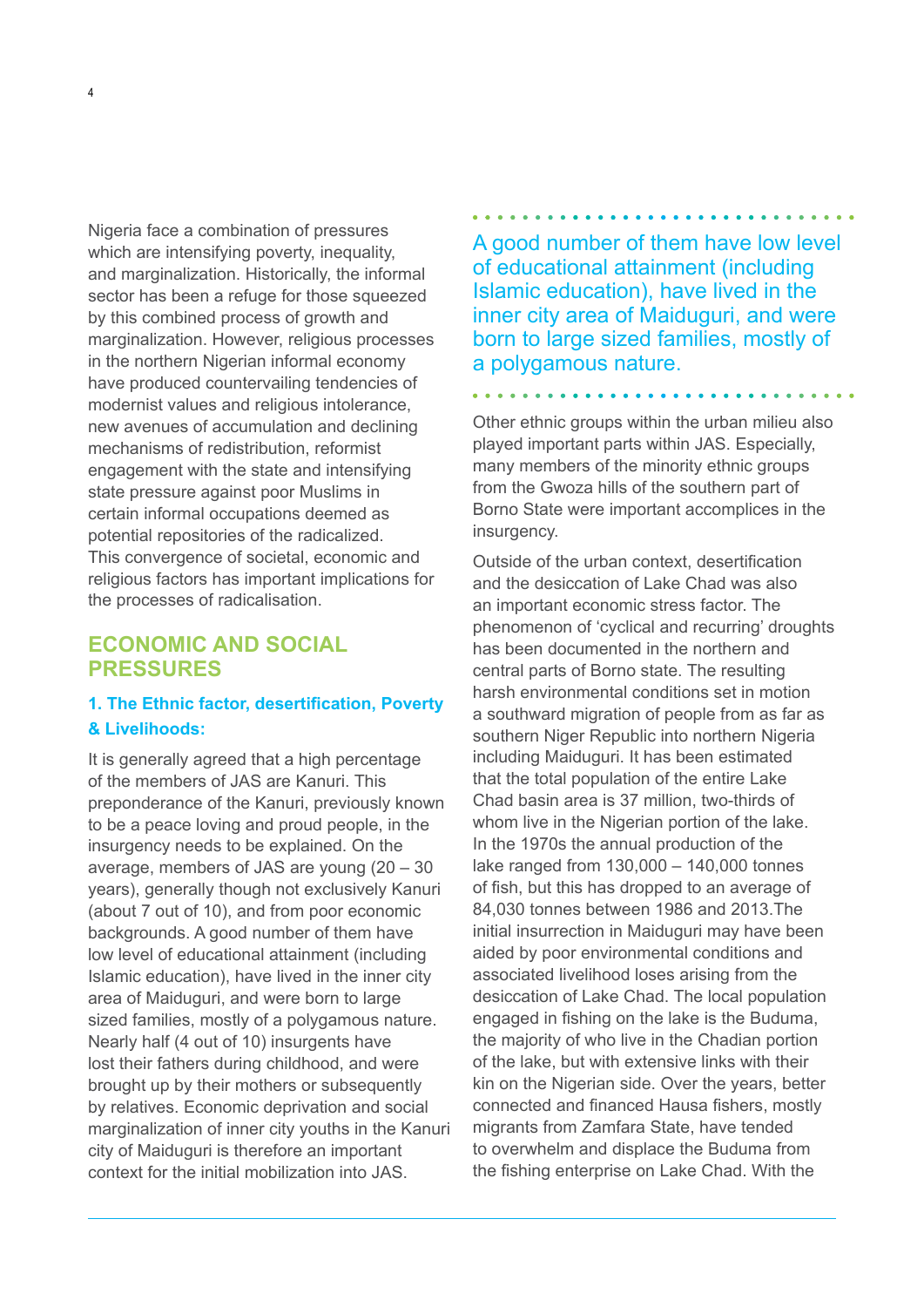Nigeria face a combination of pressures which are intensifying poverty, inequality, and marginalization. Historically, the informal sector has been a refuge for those squeezed by this combined process of growth and marginalization. However, religious processes in the northern Nigerian informal economy have produced countervailing tendencies of modernist values and religious intolerance, new avenues of accumulation and declining mechanisms of redistribution, reformist engagement with the state and intensifying state pressure against poor Muslims in certain informal occupations deemed as potential repositories of the radicalized. This convergence of societal, economic and religious factors has important implications for the processes of radicalisation.

## ECONOMIC AND SOCIAL PRESSURES

### 1. The Ethnic factor, desertification, Poverty & Livelihoods:

It is generally agreed that a high percentage of the members of JAS are Kanuri. This preponderance of the Kanuri, previously known to be a peace loving and proud people, in the insurgency needs to be explained. On the average, members of JAS are young (20 – 30 years), generally though not exclusively Kanuri (about 7 out of 10), and from poor economic backgrounds. A good number of them have low level of educational attainment (including Islamic education), have lived in the inner city area of Maiduguri, and were born to large sized families, mostly of a polygamous nature. Nearly half (4 out of 10) insurgents have lost their fathers during childhood, and were brought up by their mothers or subsequently by relatives. Economic deprivation and social marginalization of inner city youths in the Kanuri city of Maiduguri is therefore an important context for the initial mobilization into JAS.

> A good number of them have low level of educational attainment (including Islamic education), have lived in the inner city area of Maiduguri, and were born to large sized families, mostly of a polygamous nature.

Other ethnic groups within the urban milieu also played important parts within JAS. Especially, many members of the minority ethnic groups from the Gwoza hills of the southern part of Borno State were important accomplices in the insurgency.

Outside of the urban context, desertification and the desiccation of Lake Chad was also an important economic stress factor. The phenomenon of 'cyclical and recurring' droughts has been documented in the northern and central parts of Borno state. The resulting harsh environmental conditions set in motion a southward migration of people from as far as southern Niger Republic into northern Nigeria including Maiduguri. It has been estimated that the total population of the entire Lake Chad basin area is 37 million, two-thirds of whom live in the Nigerian portion of the lake. In the 1970s the annual production of the lake ranged from 130,000 – 140,000 tonnes of fish, but this has dropped to an average of 84,030 tonnes between 1986 and 2013.The initial insurrection in Maiduguri may have been aided by poor environmental conditions and associated livelihood loses arising from the desiccation of Lake Chad. The local population engaged in fishing on the lake is the Buduma, the majority of who live in the Chadian portion of the lake, but with extensive links with their kin on the Nigerian side. Over the years, better connected and financed Hausa fishers, mostly migrants from Zamfara State, have tended to overwhelm and displace the Buduma from the fishing enterprise on Lake Chad. With the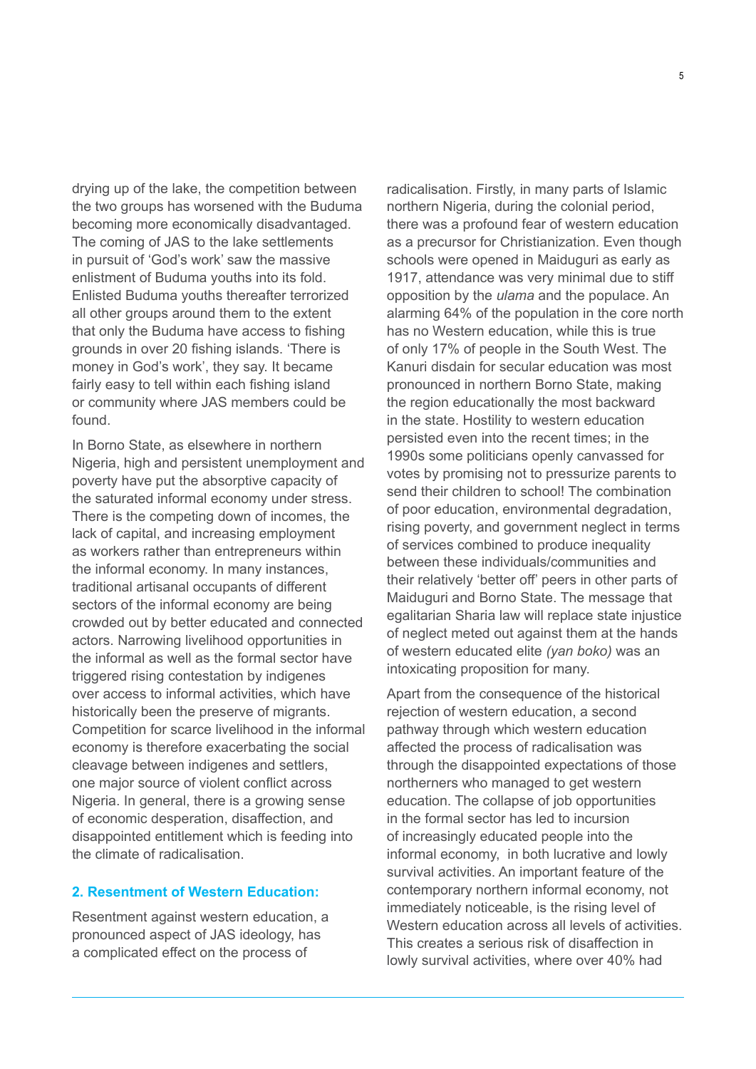drying up of the lake, the competition between the two groups has worsened with the Buduma becoming more economically disadvantaged. The coming of JAS to the lake settlements in pursuit of 'God's work' saw the massive enlistment of Buduma youths into its fold. Enlisted Buduma youths thereafter terrorized all other groups around them to the extent that only the Buduma have access to fishing grounds in over 20 fishing islands. 'There is money in God's work', they say. It became fairly easy to tell within each fishing island or community where JAS members could be found.

In Borno State, as elsewhere in northern Nigeria, high and persistent unemployment and poverty have put the absorptive capacity of the saturated informal economy under stress. There is the competing down of incomes, the lack of capital, and increasing employment as workers rather than entrepreneurs within the informal economy. In many instances, traditional artisanal occupants of different sectors of the informal economy are being crowded out by better educated and connected actors. Narrowing livelihood opportunities in the informal as well as the formal sector have triggered rising contestation by indigenes over access to informal activities, which have historically been the preserve of migrants. Competition for scarce livelihood in the informal economy is therefore exacerbating the social cleavage between indigenes and settlers, one major source of violent conflict across Nigeria. In general, there is a growing sense of economic desperation, disaffection, and disappointed entitlement which is feeding into the climate of radicalisation.

### 2. Resentment of Western Education:

Resentment against western education, a pronounced aspect of JAS ideology, has a complicated effect on the process of radicalisation. Firstly, in many parts of Islamic northern Nigeria, during the colonial period, there was a profound fear of western education as a precursor for Christianization. Even though schools were opened in Maiduguri as early as 1917, attendance was very minimal due to stiff opposition by the *ulama* and the populace. An alarming 64% of the population in the core north has no Western education, while this is true of only 17% of people in the South West. The Kanuri disdain for secular education was most pronounced in northern Borno State, making the region educationally the most backward in the state. Hostility to western education persisted even into the recent times; in the 1990s some politicians openly canvassed for votes by promising not to pressurize parents to send their children to school! The combination of poor education, environmental degradation, rising poverty, and government neglect in terms of services combined to produce inequality between these individuals/communities and their relatively 'better off' peers in other parts of Maiduguri and Borno State. The message that egalitarian Sharia law will replace state injustice of neglect meted out against them at the hands of western educated elite *(yan boko)* was an intoxicating proposition for many.

Apart from the consequence of the historical rejection of western education, a second pathway through which western education affected the process of radicalisation was through the disappointed expectations of those northerners who managed to get western education. The collapse of job opportunities in the formal sector has led to incursion of increasingly educated people into the informal economy, in both lucrative and lowly survival activities. An important feature of the contemporary northern informal economy, not immediately noticeable, is the rising level of Western education across all levels of activities. This creates a serious risk of disaffection in lowly survival activities, where over 40% had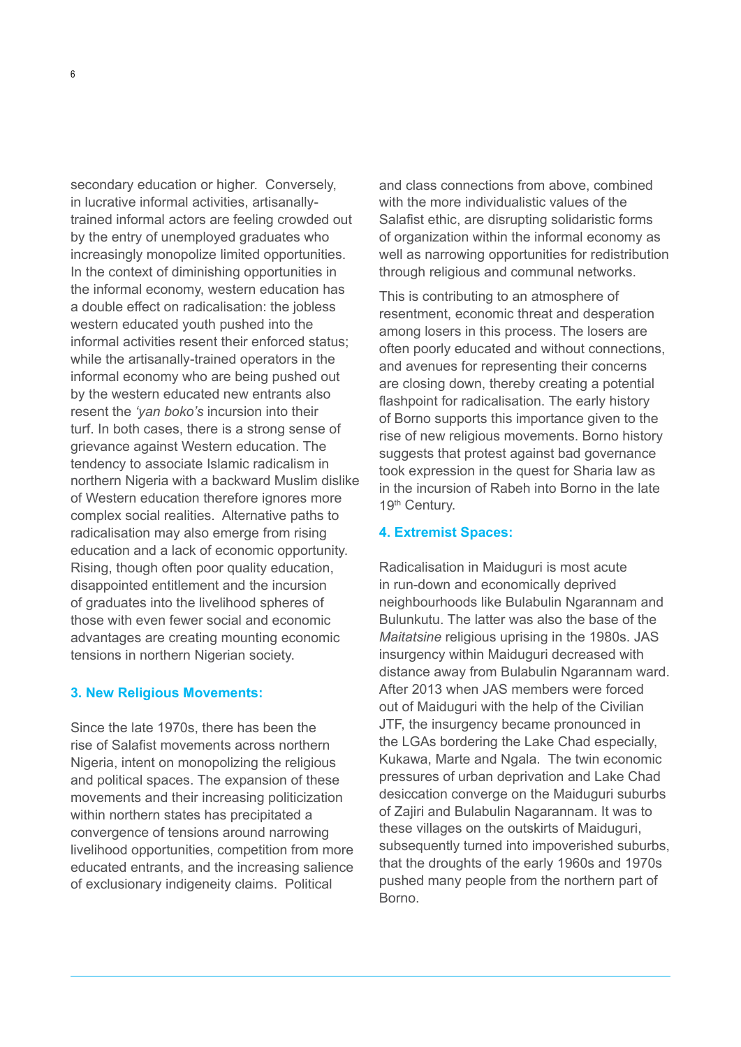secondary education or higher. Conversely, in lucrative informal activities, artisanally-trained informal actors are feeling crowded out by the entry of unemployed graduates who increasingly monopolize limited opportunities. In the context of diminishing opportunities in the informal economy, western education has a double effect on radicalisation: the jobless western educated youth pushed into the informal activities resent their enforced status; while the artisanally-trained operators in the informal economy who are being pushed out by the western educated new entrants also resent the *'yan boko's* incursion into their turf. In both cases, there is a strong sense of grievance against Western education. The tendency to associate Islamic radicalism in northern Nigeria with a backward Muslim dislike of Western education therefore ignores more complex social realities. Alternative paths to radicalisation may also emerge from rising education and a lack of economic opportunity. Rising, though often poor quality education, disappointed entitlement and the incursion of graduates into the livelihood spheres of those with even fewer social and economic advantages are creating mounting economic tensions in northern Nigerian society.

### 3. New Religious Movements:

Since the late 1970s, there has been the rise of Salafist movements across northern Nigeria, intent on monopolizing the religious and political spaces. The expansion of these movements and their increasing politicization within northern states has precipitated a convergence of tensions around narrowing livelihood opportunities, competition from more educated entrants, and the increasing salience of exclusionary indigeneity claims. Political and class connections from above, combined with the more individualistic values of the Salafist ethic, are disrupting solidaristic forms of organization within the informal economy as well as narrowing opportunities for redistribution through religious and communal networks.

This is contributing to an atmosphere of resentment, economic threat and desperation among losers in this process. The losers are often poorly educated and without connections, and avenues for representing their concerns are closing down, thereby creating a potential flashpoint for radicalisation. The early history of Borno supports this importance given to the rise of new religious movements. Borno history suggests that protest against bad governance took expression in the quest for Sharia law as in the incursion of Rabeh into Borno in the late 19th Century.

### 4. Extremist Spaces:

Radicalisation in Maiduguri is most acute in run-down and economically deprived neighbourhoods like Bulabulin Ngarannam and Bulunkutu. The latter was also the base of the *Maitatsine* religious uprising in the 1980s. JAS insurgency within Maiduguri decreased with distance away from Bulabulin Ngarannam ward. After 2013 when JAS members were forced out of Maiduguri with the help of the Civilian JTF, the insurgency became pronounced in the LGAs bordering the Lake Chad especially, Kukawa, Marte and Ngala. The twin economic pressures of urban deprivation and Lake Chad desiccation converge on the Maiduguri suburbs of Zajiri and Bulabulin Nagarannam. It was to these villages on the outskirts of Maiduguri, subsequently turned into impoverished suburbs, that the droughts of the early 1960s and 1970s pushed many people from the northern part of Borno.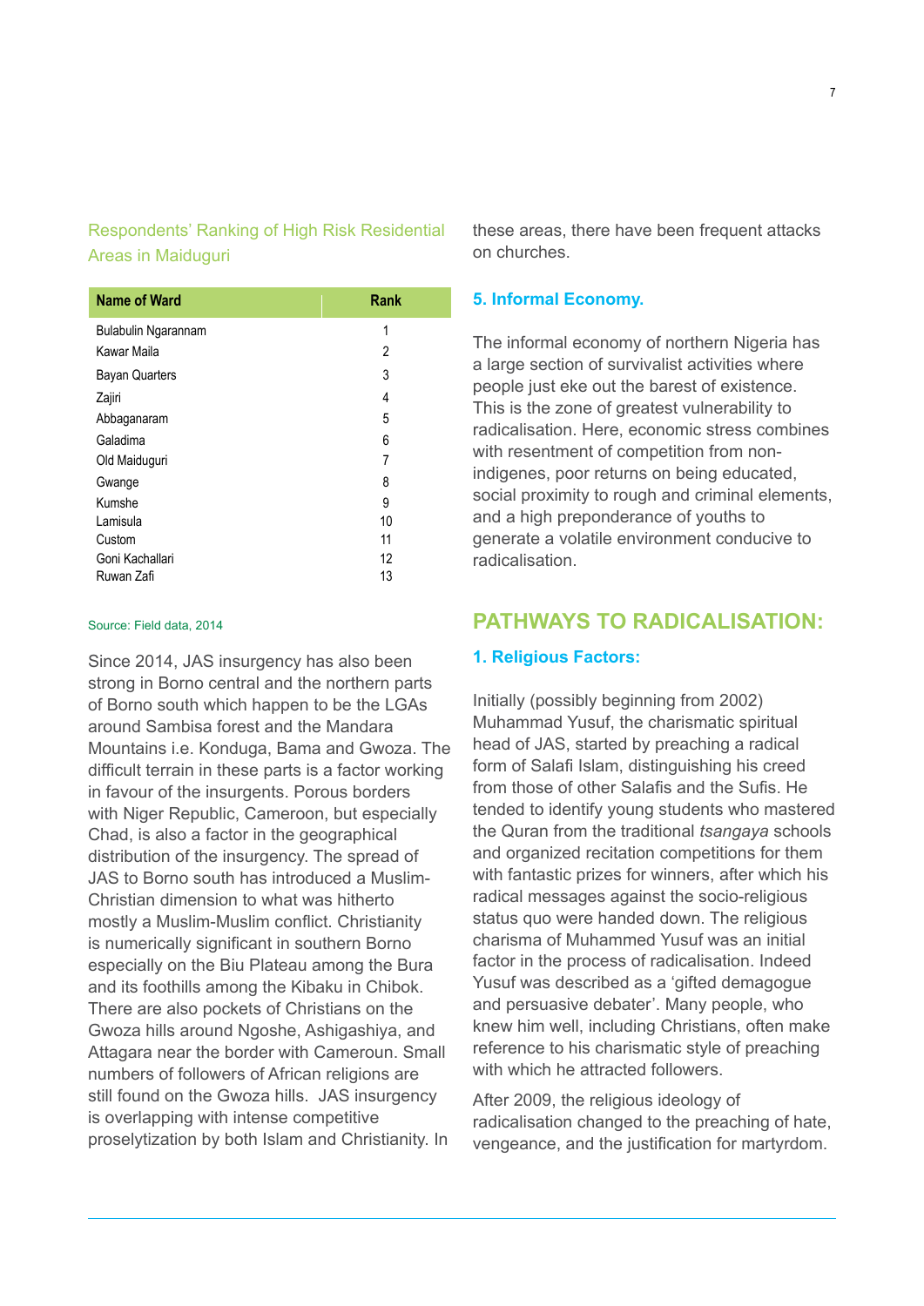### Respondents' Ranking of High Risk Residential Areas in Maiduguri

| Name of Ward | Rank |
| --- | --- |
| Bulabulin Ngarannam | 1 |
| Kawar Maila | 2 |
| Bayan Quarters | 3 |
| Zajiri | 4 |
| Abbaganaram | 5 |
| Galadima | 6 |
| Old Maiduguri | 7 |
| Gwange | 8 |
| Kumshe | 9 |
| Lamisula | 10 |
| Custom | 11 |
| Goni Kachallari | 12 |
| Ruwan Zafi | 13 |

Source: Field data, 2014

Since 2014, JAS insurgency has also been strong in Borno central and the northern parts of Borno south which happen to be the LGAs around Sambisa forest and the Mandara Mountains i.e. Konduga, Bama and Gwoza. The difficult terrain in these parts is a factor working in favour of the insurgents. Porous borders with Niger Republic, Cameroun, but especially Chad, is also a factor in the geographical distribution of the insurgency. The spread of JAS to Borno south has introduced a Muslim-Christian dimension to what was hitherto mostly a Muslim-Muslim conflict. Christianity is numerically significant in southern Borno especially on the Biu Plateau among the Bura and its foothills among the Kibaku in Chibok. There are also pockets of Christians on the Gwoza hills around Ngoshe, Ashigashiya, and Attagara near the border with Cameroun. Small numbers of followers of African religions are still found on the Gwoza hills. JAS insurgency is overlapping with intense competitive proselytization by both Islam and Christianity. In these areas, there have been frequent attacks on churches.

### 5. Informal Economy.

The informal economy of northern Nigeria has a large section of survivalist activities where people just eke out the barest of existence. This is the zone of greatest vulnerability to radicalisation. Here, economic stress combines with resentment of competition from non-indigenes, poor returns on being educated, social proximity to rough and criminal elements, and a high preponderance of youths to generate a volatile environment conducive to radicalisation.

## PATHWAYS TO RADICALISATION:

### 1. Religious Factors:

Initially (possibly beginning from 2002) Muhammad Yusuf, the charismatic spiritual head of JAS, started by preaching a radical form of Salafi Islam, distinguishing his creed from those of other Salafis and the Sufis. He tended to identify young students who mastered the Quran from the traditional *tsangaya* schools and organized recitation competitions for them with fantastic prizes for winners, after which his radical messages against the socio-religious status quo were handed down. The religious charisma of Muhammed Yusuf was an initial factor in the process of radicalisation. Indeed Yusuf was described as a 'gifted demagogue and persuasive debater'. Many people, who knew him well, including Christians, often make reference to his charismatic style of preaching with which he attracted followers.

After 2009, the religious ideology of radicalisation changed to the preaching of hate, vengeance, and the justification for martyrdom.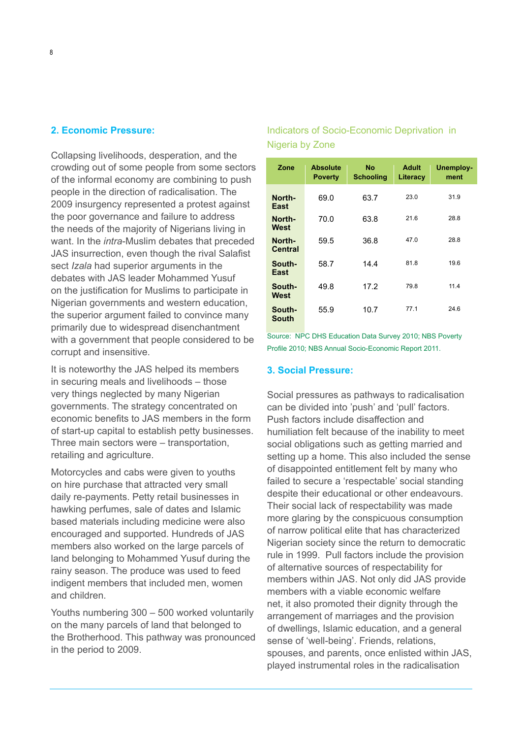## 2. Economic Pressure:

Collapsing livelihoods, desperation, and the crowding out of some people from some sectors of the informal economy are combining to push people in the direction of radicalisation. The 2009 insurgency represented a protest against the poor governance and failure to address the needs of the majority of Nigerians living in want. In the *intra*-Muslim debates that preceded JAS insurrection, even though the rival Salafist sect *Izala* had superior arguments in the debates with JAS leader Mohammed Yusuf on the justification for Muslims to participate in Nigerian governments and western education, the superior argument failed to convince many primarily due to widespread disenchantment with a government that people considered to be corrupt and insensitive.

It is noteworthy the JAS helped its members in securing meals and livelihoods – those very things neglected by many Nigerian governments. The strategy concentrated on economic benefits to JAS members in the form of start-up capital to establish petty businesses. Three main sectors were – transportation, retailing and agriculture.

Motorcycles and cabs were given to youths on hire purchase that attracted very small daily re-payments. Petty retail businesses in hawking perfumes, sale of dates and Islamic based materials including medicine were also encouraged and supported. Hundreds of JAS members also worked on the large parcels of land belonging to Mohammed Yusuf during the rainy season. The produce was used to feed indigent members that included men, women and children.

Youths numbering 300 – 500 worked voluntarily on the many parcels of land that belonged to the Brotherhood. This pathway was pronounced in the period to 2009.

### Indicators of Socio-Economic Deprivation in Nigeria by Zone

| Zone | Absolute Poverty | No Schooling | Adult Literacy | Unemploy-ment |
|---|---|---|---|---|
| North-East | 69.0 | 63.7 | 23.0 | 31.9 |
| North-West | 70.0 | 63.8 | 21.6 | 28.8 |
| North-Central | 59.5 | 36.8 | 47.0 | 28.8 |
| South-East | 58.7 | 14.4 | 81.8 | 19.6 |
| South-West | 49.8 | 17.2 | 79.8 | 11.4 |
| South-South | 55.9 | 10.7 | 77.1 | 24.6 |

Source: NPC DHS Education Data Survey 2010; NBS Poverty Profile 2010; NBS Annual Socio-Economic Report 2011.

## 3. Social Pressure:

Social pressures as pathways to radicalisation can be divided into 'push' and 'pull' factors. Push factors include disaffection and humiliation felt because of the inability to meet social obligations such as getting married and setting up a home. This also included the sense of disappointed entitlement felt by many who failed to secure a 'respectable' social standing despite their educational or other endeavours. Their social lack of respectability was made more glaring by the conspicuous consumption of narrow political elite that has characterized Nigerian society since the return to democratic rule in 1999. Pull factors include the provision of alternative sources of respectability for members within JAS. Not only did JAS provide members with a viable economic welfare net, it also promoted their dignity through the arrangement of marriages and the provision of dwellings, Islamic education, and a general sense of 'well-being'. Friends, relations, spouses, and parents, once enlisted within JAS, played instrumental roles in the radicalisation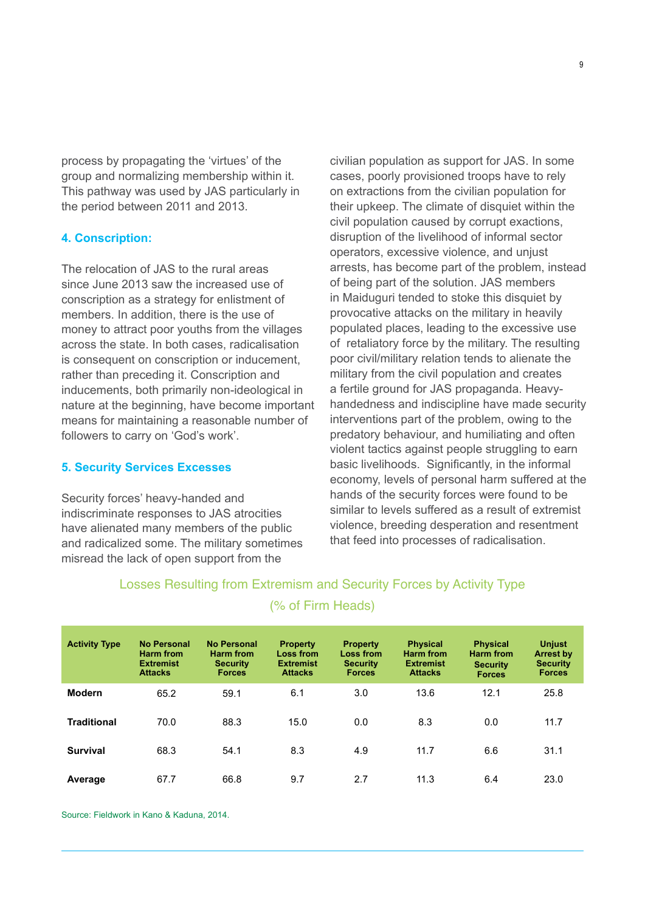process by propagating the 'virtues' of the group and normalizing membership within it. This pathway was used by JAS particularly in the period between 2011 and 2013.

### 4. Conscription:

The relocation of JAS to the rural areas since June 2013 saw the increased use of conscription as a strategy for enlistment of members. In addition, there is the use of money to attract poor youths from the villages across the state. In both cases, radicalisation is consequent on conscription or inducement, rather than preceding it. Conscription and inducements, both primarily non-ideological in nature at the beginning, have become important means for maintaining a reasonable number of followers to carry on 'God's work'.

### 5. Security Services Excesses

Security forces' heavy-handed and indiscriminate responses to JAS atrocities have alienated many members of the public and radicalized some. The military sometimes misread the lack of open support from the civilian population as support for JAS. In some cases, poorly provisioned troops have to rely on extractions from the civilian population for their upkeep. The climate of disquiet within the civil population caused by corrupt exactions, disruption of the livelihood of informal sector operators, excessive violence, and unjust arrests, has become part of the problem, instead of being part of the solution. JAS members in Maiduguri tended to stoke this disquiet by provocative attacks on the military in heavily populated places, leading to the excessive use of retaliatory force by the military. The resulting poor civil/military relation tends to alienate the military from the civil population and creates a fertile ground for JAS propaganda. Heavy-handedness and indiscipline have made security interventions part of the problem, owing to the predatory behaviour, and humiliating and often violent tactics against people struggling to earn basic livelihoods. Significantly, in the informal economy, levels of personal harm suffered at the hands of the security forces were found to be similar to levels suffered as a result of extremist violence, breeding desperation and resentment that feed into processes of radicalisation.

Losses Resulting from Extremism and Security Forces by Activity Type (% of Firm Heads)

| Activity Type | No Personal Harm from Extremist Attacks | No Personal Harm from Security Forces | Property Loss from Extremist Attacks | Property Loss from Security Forces | Physical Harm from Extremist Attacks | Physical Harm from Security Forces | Unjust Arrest by Security Forces |
|---|---|---|---|---|---|---|---|
| **Modern** | 65.2 | 59.1 | 6.1 | 3.0 | 13.6 | 12.1 | 25.8 |
| **Traditional** | 70.0 | 88.3 | 15.0 | 0.0 | 8.3 | 0.0 | 11.7 |
| **Survival** | 68.3 | 54.1 | 8.3 | 4.9 | 11.7 | 6.6 | 31.1 |
| **Average** | 67.7 | 66.8 | 9.7 | 2.7 | 11.3 | 6.4 | 23.0 |

Source: Fieldwork in Kano & Kaduna, 2014.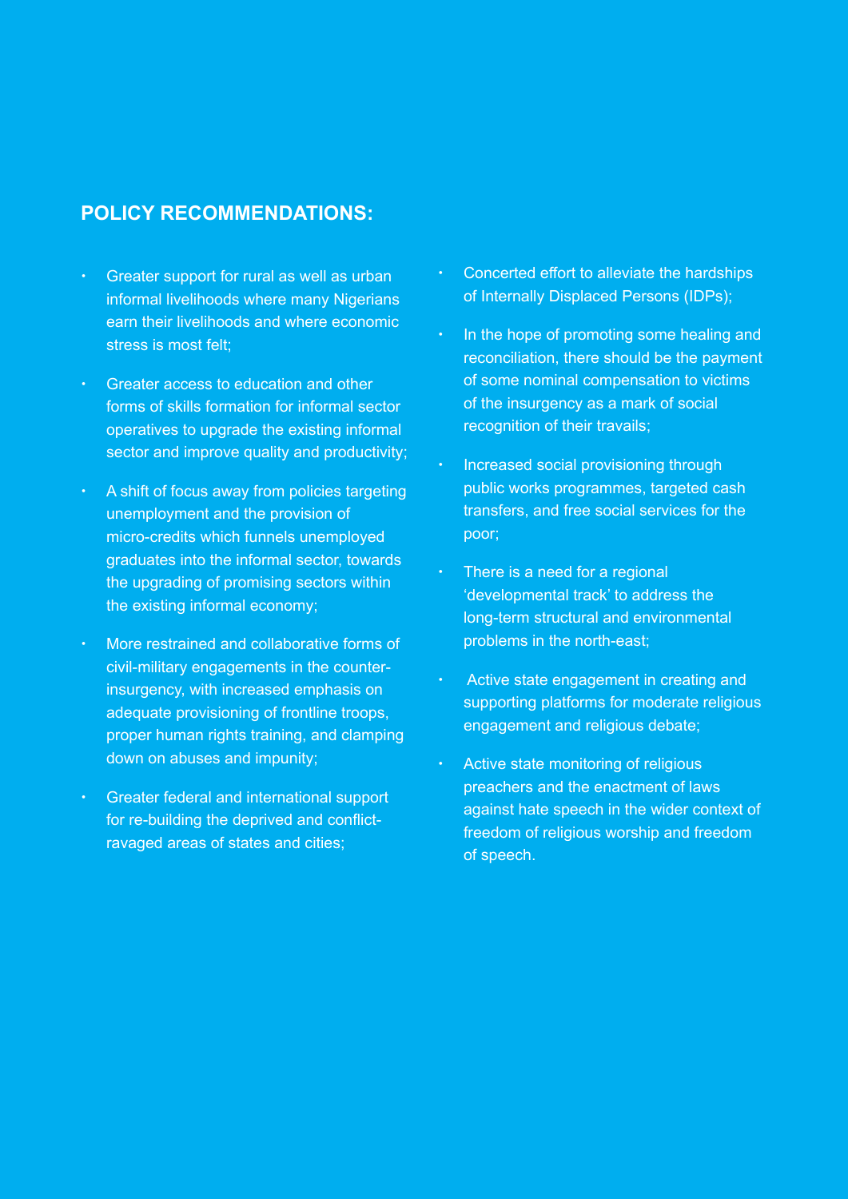## POLICY RECOMMENDATIONS:

- Greater support for rural as well as urban informal livelihoods where many Nigerians earn their livelihoods and where economic stress is most felt;
- Greater access to education and other forms of skills formation for informal sector operatives to upgrade the existing informal sector and improve quality and productivity;
- A shift of focus away from policies targeting unemployment and the provision of micro-credits which funnels unemployed graduates into the informal sector, towards the upgrading of promising sectors within the existing informal economy;
- More restrained and collaborative forms of civil-military engagements in the counter-insurgency, with increased emphasis on adequate provisioning of frontline troops, proper human rights training, and clamping down on abuses and impunity;
- Greater federal and international support for re-building the deprived and conflict-ravaged areas of states and cities;
- Concerted effort to alleviate the hardships of Internally Displaced Persons (IDPs);
- In the hope of promoting some healing and reconciliation, there should be the payment of some nominal compensation to victims of the insurgency as a mark of social recognition of their travails;
- Increased social provisioning through public works programmes, targeted cash transfers, and free social services for the poor;
- There is a need for a regional 'developmental track' to address the long-term structural and environmental problems in the north-east;
- Active state engagement in creating and supporting platforms for moderate religious engagement and religious debate;
- Active state monitoring of religious preachers and the enactment of laws against hate speech in the wider context of freedom of religious worship and freedom of speech.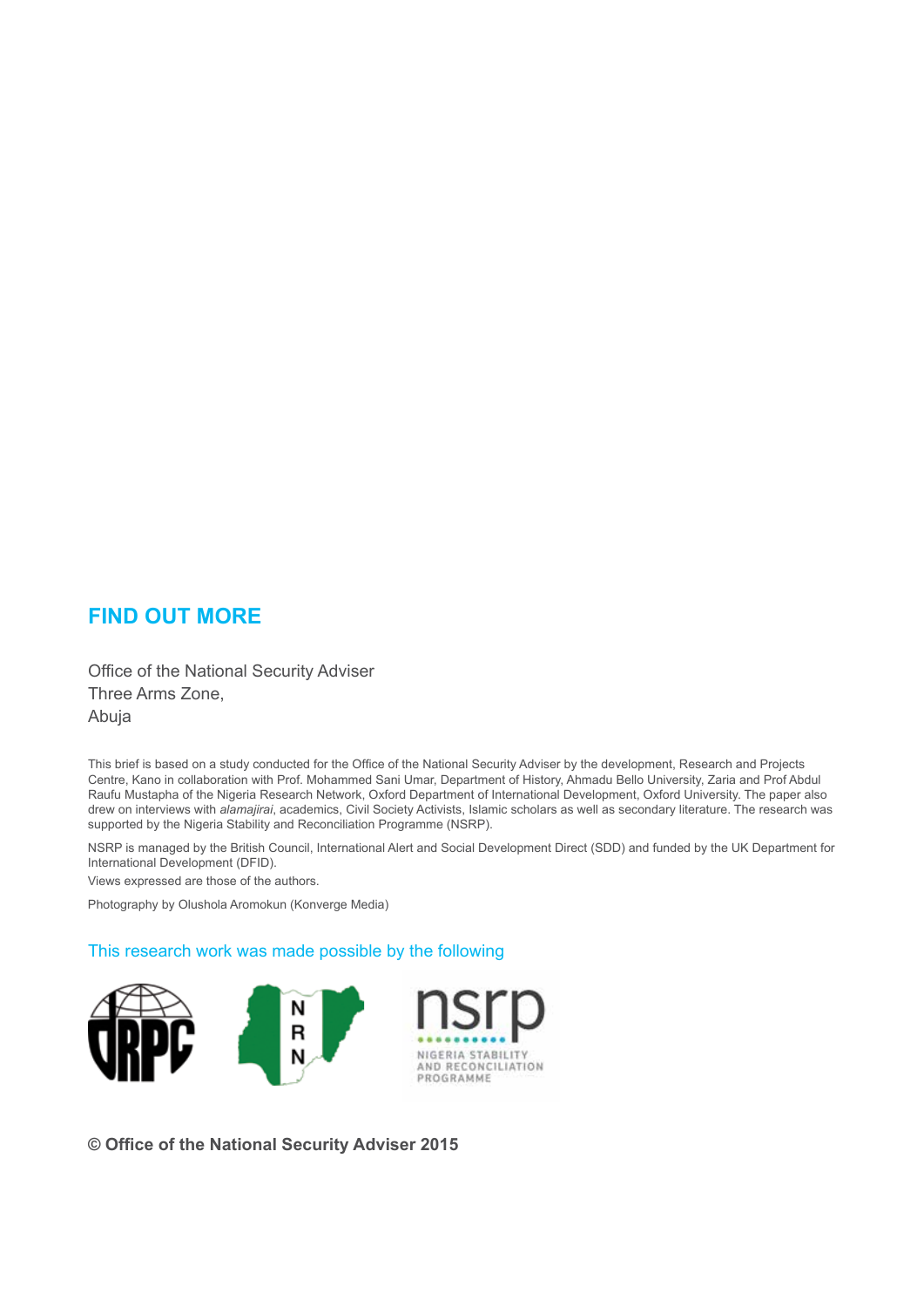## FIND OUT MORE

Office of the National Security Adviser
Three Arms Zone,
Abuja

This brief is based on a study conducted for the Office of the National Security Adviser by the development, Research and Projects Centre, Kano in collaboration with Prof. Mohammed Sani Umar, Department of History, Ahmadu Bello University, Zaria and Prof Abdul Raufu Mustapha of the Nigeria Research Network, Oxford Department of International Development, Oxford University. The paper also drew on interviews with *alamajirai*, academics, Civil Society Activists, Islamic scholars as well as secondary literature. The research was supported by the Nigeria Stability and Reconciliation Programme (NSRP).

NSRP is managed by the British Council, International Alert and Social Development Direct (SDD) and funded by the UK Department for International Development (DFID).

Views expressed are those of the authors.

Photography by Olushola Aromokun (Konverge Media)

This research work was made possible by the following

DRPC

NRN

nsrp
NIGERIA STABILITY AND RECONCILIATION PROGRAMME

**© Office of the National Security Adviser 2015**